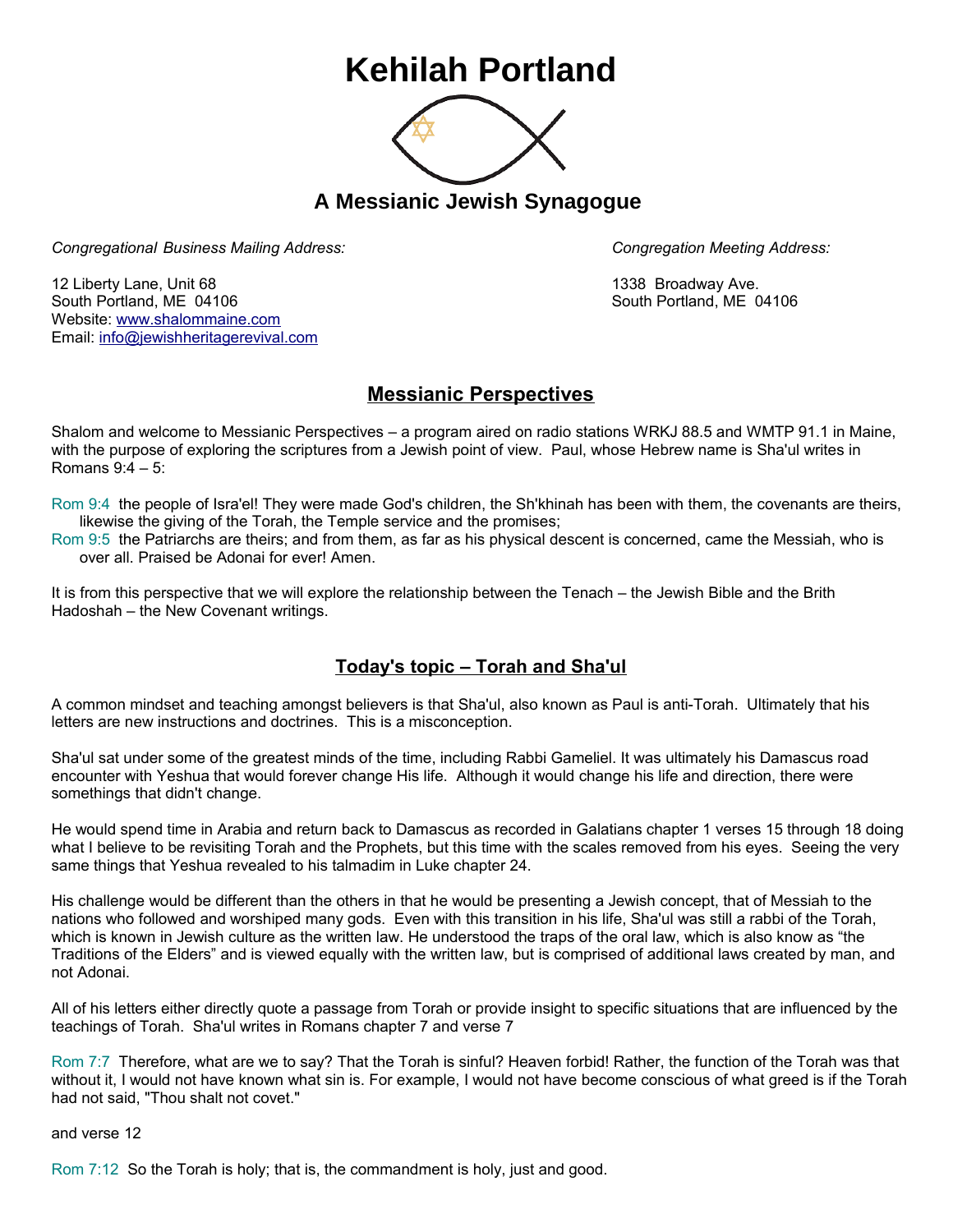# Kehilah Portland

## A Messianic Jewish Synagogue

*Congregational Business Mailing Address:*

12 Liberty Lane, Unit 68
South Portland, ME 04106
Website: www.shalommaine.com
Email: info@jewishheritagerevival.com

*Congregation Meeting Address:*

1338 Broadway Ave.
South Portland, ME 04106

## Messianic Perspectives

Shalom and welcome to Messianic Perspectives – a program aired on radio stations WRKJ 88.5 and WMTP 91.1 in Maine, with the purpose of exploring the scriptures from a Jewish point of view. Paul, whose Hebrew name is Sha'ul writes in Romans 9:4 – 5:

Rom 9:4 the people of Isra'el! They were made God's children, the Sh'khinah has been with them, the covenants are theirs, likewise the giving of the Torah, the Temple service and the promises;
Rom 9:5 the Patriarchs are theirs; and from them, as far as his physical descent is concerned, came the Messiah, who is over all. Praised be Adonai for ever! Amen.

It is from this perspective that we will explore the relationship between the Tenach – the Jewish Bible and the Brith Hadoshah – the New Covenant writings.

## Today's topic – Torah and Sha'ul

A common mindset and teaching amongst believers is that Sha'ul, also known as Paul is anti-Torah. Ultimately that his letters are new instructions and doctrines. This is a misconception.

Sha'ul sat under some of the greatest minds of the time, including Rabbi Gameliel. It was ultimately his Damascus road encounter with Yeshua that would forever change His life. Although it would change his life and direction, there were somethings that didn't change.

He would spend time in Arabia and return back to Damascus as recorded in Galatians chapter 1 verses 15 through 18 doing what I believe to be revisiting Torah and the Prophets, but this time with the scales removed from his eyes. Seeing the very same things that Yeshua revealed to his talmadim in Luke chapter 24.

His challenge would be different than the others in that he would be presenting a Jewish concept, that of Messiah to the nations who followed and worshiped many gods. Even with this transition in his life, Sha'ul was still a rabbi of the Torah, which is known in Jewish culture as the written law. He understood the traps of the oral law, which is also know as "the Traditions of the Elders" and is viewed equally with the written law, but is comprised of additional laws created by man, and not Adonai.

All of his letters either directly quote a passage from Torah or provide insight to specific situations that are influenced by the teachings of Torah. Sha'ul writes in Romans chapter 7 and verse 7

Rom 7:7 Therefore, what are we to say? That the Torah is sinful? Heaven forbid! Rather, the function of the Torah was that without it, I would not have known what sin is. For example, I would not have become conscious of what greed is if the Torah had not said, "Thou shalt not covet."

and verse 12

Rom 7:12 So the Torah is holy; that is, the commandment is holy, just and good.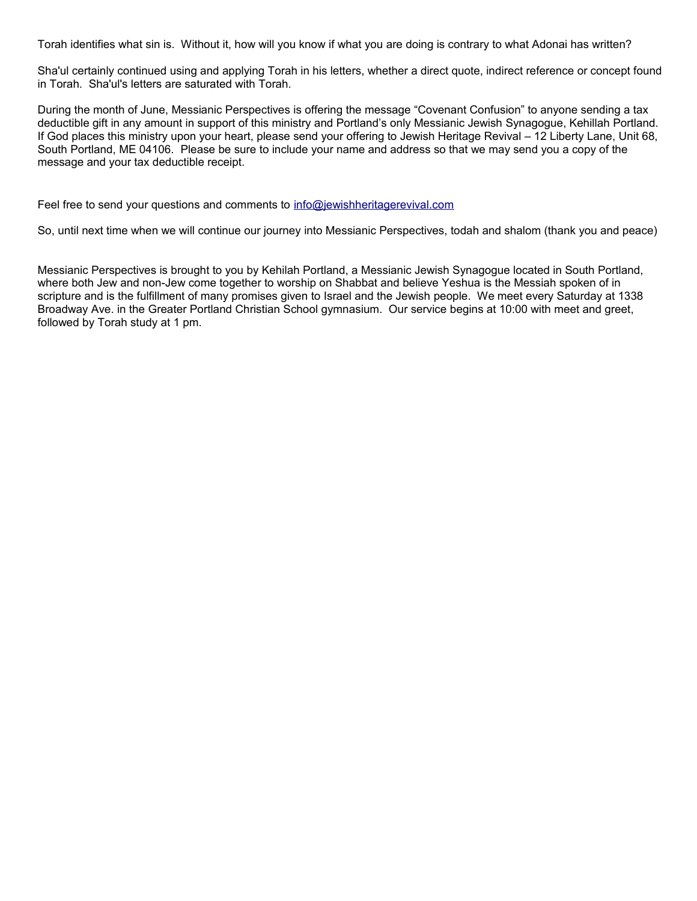Torah identifies what sin is. Without it, how will you know if what you are doing is contrary to what Adonai has written?

Sha'ul certainly continued using and applying Torah in his letters, whether a direct quote, indirect reference or concept found in Torah. Sha'ul's letters are saturated with Torah.

During the month of June, Messianic Perspectives is offering the message “Covenant Confusion” to anyone sending a tax deductible gift in any amount in support of this ministry and Portland’s only Messianic Jewish Synagogue, Kehillah Portland. If God places this ministry upon your heart, please send your offering to Jewish Heritage Revival – 12 Liberty Lane, Unit 68, South Portland, ME 04106. Please be sure to include your name and address so that we may send you a copy of the message and your tax deductible receipt.

Feel free to send your questions and comments to info@jewishheritagerevival.com

So, until next time when we will continue our journey into Messianic Perspectives, todah and shalom (thank you and peace)

Messianic Perspectives is brought to you by Kehilah Portland, a Messianic Jewish Synagogue located in South Portland, where both Jew and non-Jew come together to worship on Shabbat and believe Yeshua is the Messiah spoken of in scripture and is the fulfillment of many promises given to Israel and the Jewish people. We meet every Saturday at 1338 Broadway Ave. in the Greater Portland Christian School gymnasium. Our service begins at 10:00 with meet and greet, followed by Torah study at 1 pm.